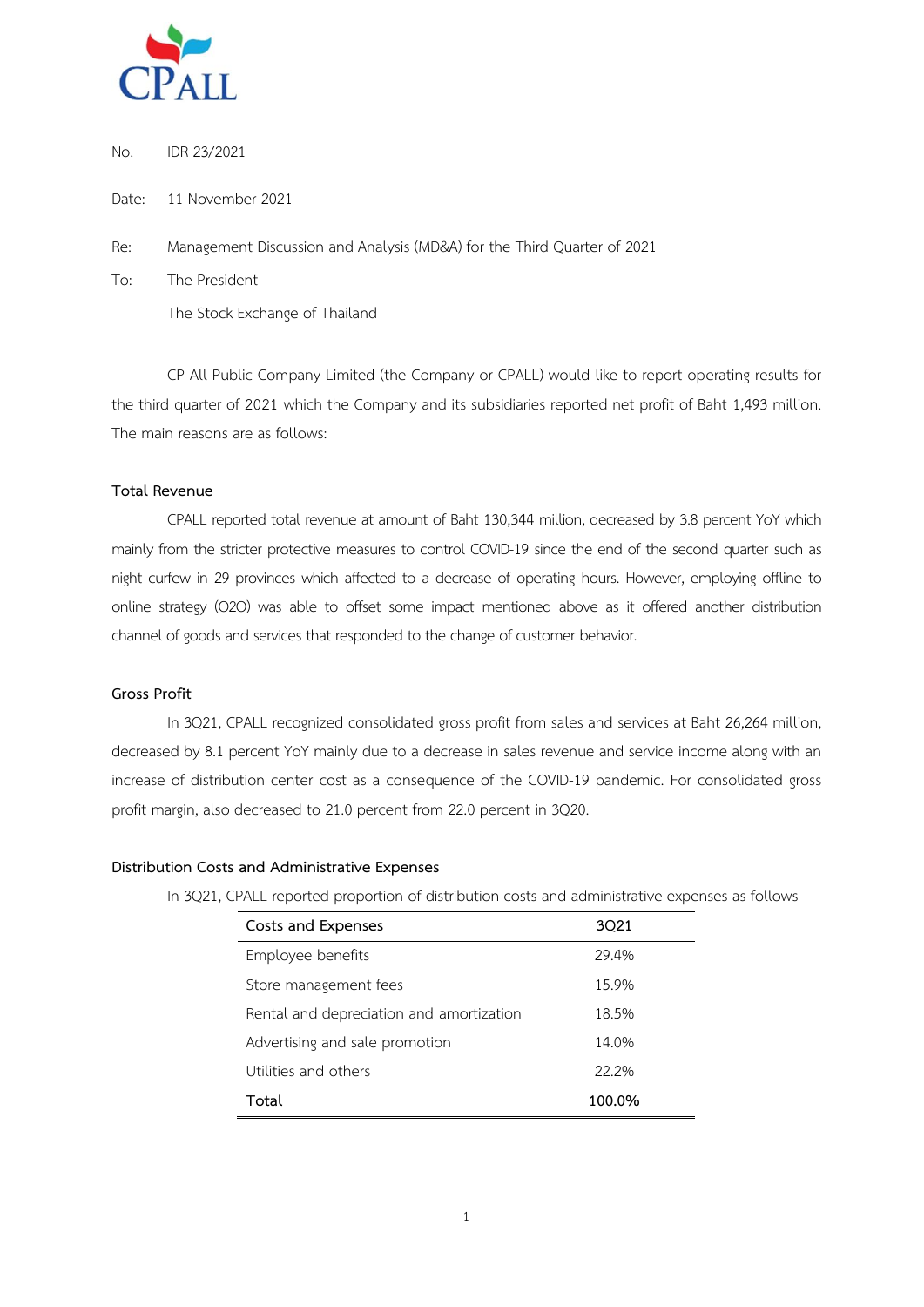No. IDR 23/2021

Date: 11 November 2021

Re: Management Discussion and Analysis (MD&A) for the Third Quarter of 2021

To: The President

The Stock Exchange of Thailand

CP All Public Company Limited (the Company or CPALL) would like to report operating results for the third quarter of 2021 which the Company and its subsidiaries reported net profit of Baht 1,493 million. The main reasons are as follows:

### Total Revenue

CPALL reported total revenue at amount of Baht 130,344 million, decreased by 3.8 percent YoY which mainly from the stricter protective measures to control COVID-19 since the end of the second quarter such as night curfew in 29 provinces which affected to a decrease of operating hours. However, employing offline to online strategy (O2O) was able to offset some impact mentioned above as it offered another distribution channel of goods and services that responded to the change of customer behavior.

### Gross Profit

In 3Q21, CPALL recognized consolidated gross profit from sales and services at Baht 26,264 million, decreased by 8.1 percent YoY mainly due to a decrease in sales revenue and service income along with an increase of distribution center cost as a consequence of the COVID-19 pandemic. For consolidated gross profit margin, also decreased to 21.0 percent from 22.0 percent in 3Q20.

### Distribution Costs and Administrative Expenses

In 3Q21, CPALL reported proportion of distribution costs and administrative expenses as follows

| Costs and Expenses | 3Q21 |
|---|---|
| Employee benefits | 29.4% |
| Store management fees | 15.9% |
| Rental and depreciation and amortization | 18.5% |
| Advertising and sale promotion | 14.0% |
| Utilities and others | 22.2% |
| **Total** | **100.0%** |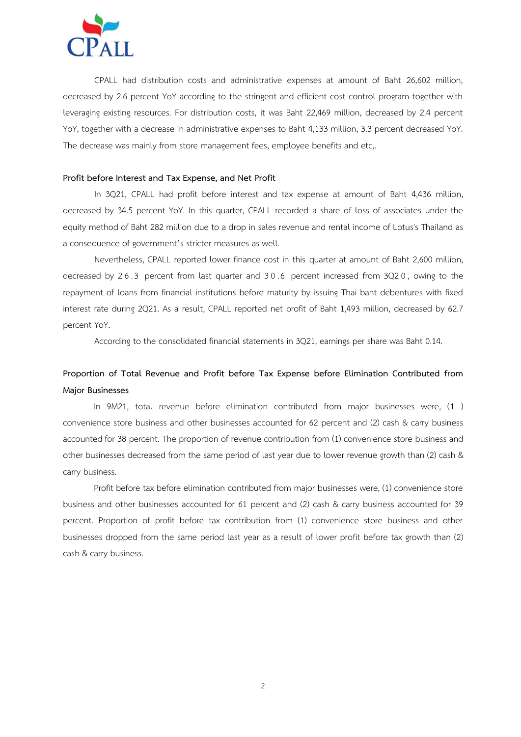CPALL had distribution costs and administrative expenses at amount of Baht 26,602 million, decreased by 2.6 percent YoY according to the stringent and efficient cost control program together with leveraging existing resources. For distribution costs, it was Baht 22,469 million, decreased by 2.4 percent YoY, together with a decrease in administrative expenses to Baht 4,133 million, 3.3 percent decreased YoY. The decrease was mainly from store management fees, employee benefits and etc,.

**Profit before Interest and Tax Expense, and Net Profit**

In 3Q21, CPALL had profit before interest and tax expense at amount of Baht 4,436 million, decreased by 34.5 percent YoY. In this quarter, CPALL recorded a share of loss of associates under the equity method of Baht 282 million due to a drop in sales revenue and rental income of Lotus's Thailand as a consequence of government's stricter measures as well.

Nevertheless, CPALL reported lower finance cost in this quarter at amount of Baht 2,600 million, decreased by 26.3 percent from last quarter and 30.6 percent increased from 3Q20, owing to the repayment of loans from financial institutions before maturity by issuing Thai baht debentures with fixed interest rate during 2Q21. As a result, CPALL reported net profit of Baht 1,493 million, decreased by 62.7 percent YoY.

According to the consolidated financial statements in 3Q21, earnings per share was Baht 0.14.

**Proportion of Total Revenue and Profit before Tax Expense before Elimination Contributed from Major Businesses**

In 9M21, total revenue before elimination contributed from major businesses were, (1) convenience store business and other businesses accounted for 62 percent and (2) cash & carry business accounted for 38 percent. The proportion of revenue contribution from (1) convenience store business and other businesses decreased from the same period of last year due to lower revenue growth than (2) cash & carry business.

Profit before tax before elimination contributed from major businesses were, (1) convenience store business and other businesses accounted for 61 percent and (2) cash & carry business accounted for 39 percent. Proportion of profit before tax contribution from (1) convenience store business and other businesses dropped from the same period last year as a result of lower profit before tax growth than (2) cash & carry business.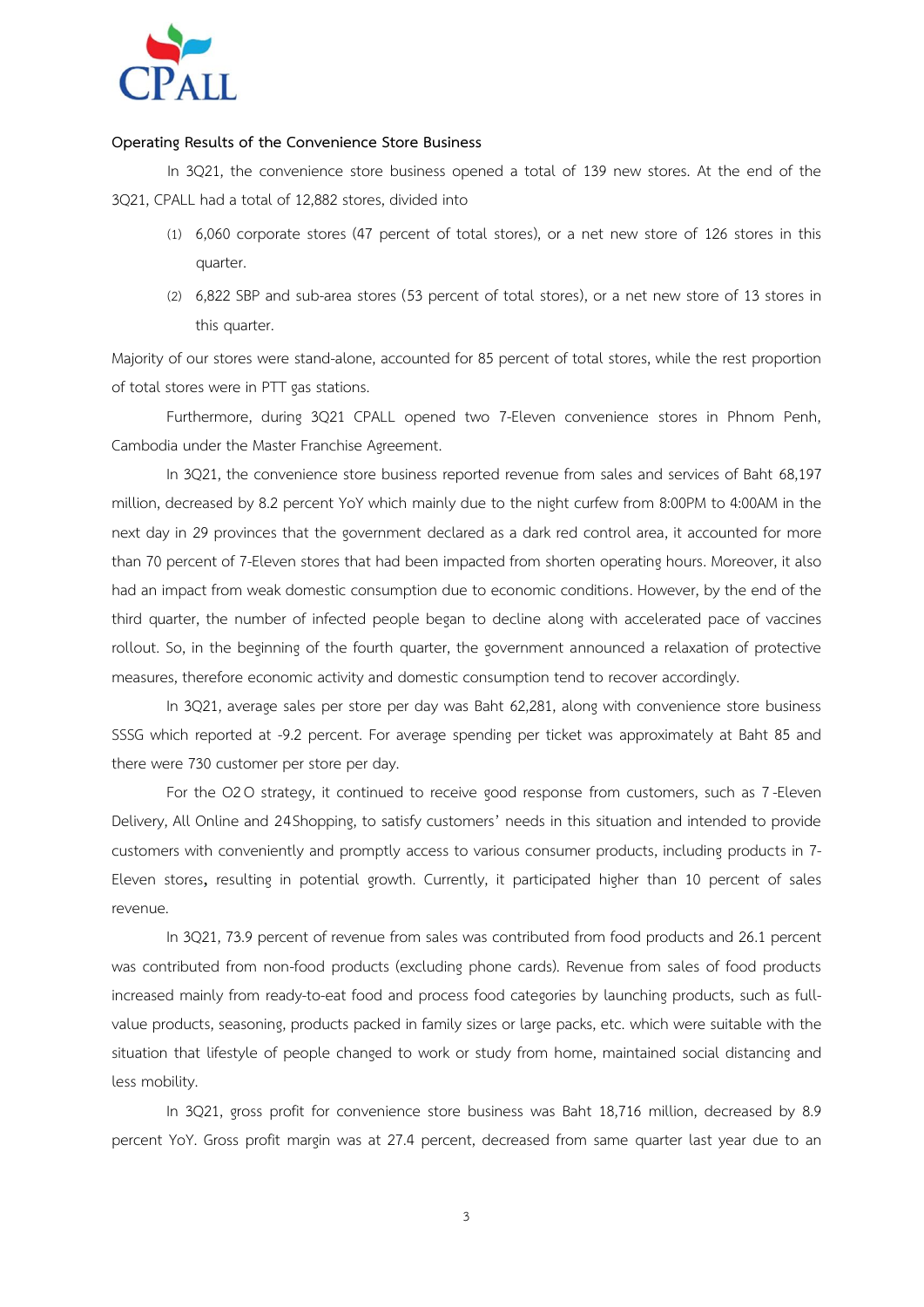**Operating Results of the Convenience Store Business**

In 3Q21, the convenience store business opened a total of 139 new stores. At the end of the 3Q21, CPALL had a total of 12,882 stores, divided into

(1) 6,060 corporate stores (47 percent of total stores), or a net new store of 126 stores in this quarter.

(2) 6,822 SBP and sub-area stores (53 percent of total stores), or a net new store of 13 stores in this quarter.

Majority of our stores were stand-alone, accounted for 85 percent of total stores, while the rest proportion of total stores were in PTT gas stations.

Furthermore, during 3Q21 CPALL opened two 7-Eleven convenience stores in Phnom Penh, Cambodia under the Master Franchise Agreement.

In 3Q21, the convenience store business reported revenue from sales and services of Baht 68,197 million, decreased by 8.2 percent YoY which mainly due to the night curfew from 8:00PM to 4:00AM in the next day in 29 provinces that the government declared as a dark red control area, it accounted for more than 70 percent of 7-Eleven stores that had been impacted from shorten operating hours. Moreover, it also had an impact from weak domestic consumption due to economic conditions. However, by the end of the third quarter, the number of infected people began to decline along with accelerated pace of vaccines rollout. So, in the beginning of the fourth quarter, the government announced a relaxation of protective measures, therefore economic activity and domestic consumption tend to recover accordingly.

In 3Q21, average sales per store per day was Baht 62,281, along with convenience store business SSSG which reported at -9.2 percent. For average spending per ticket was approximately at Baht 85 and there were 730 customer per store per day.

For the O2O strategy, it continued to receive good response from customers, such as 7-Eleven Delivery, All Online and 24Shopping, to satisfy customers' needs in this situation and intended to provide customers with conveniently and promptly access to various consumer products, including products in 7-Eleven stores**,** resulting in potential growth. Currently, it participated higher than 10 percent of sales revenue.

In 3Q21, 73.9 percent of revenue from sales was contributed from food products and 26.1 percent was contributed from non-food products (excluding phone cards). Revenue from sales of food products increased mainly from ready-to-eat food and process food categories by launching products, such as full-value products, seasoning, products packed in family sizes or large packs, etc. which were suitable with the situation that lifestyle of people changed to work or study from home, maintained social distancing and less mobility.

In 3Q21, gross profit for convenience store business was Baht 18,716 million, decreased by 8.9 percent YoY. Gross profit margin was at 27.4 percent, decreased from same quarter last year due to an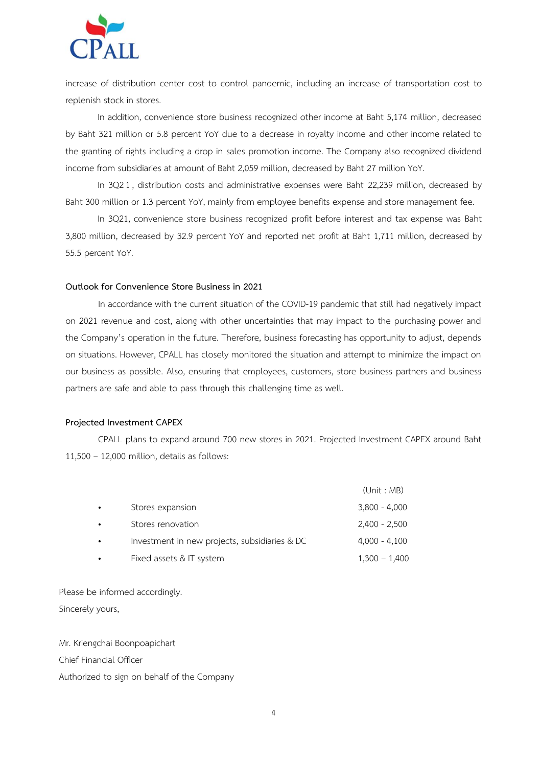increase of distribution center cost to control pandemic, including an increase of transportation cost to replenish stock in stores.

In addition, convenience store business recognized other income at Baht 5,174 million, decreased by Baht 321 million or 5.8 percent YoY due to a decrease in royalty income and other income related to the granting of rights including a drop in sales promotion income. The Company also recognized dividend income from subsidiaries at amount of Baht 2,059 million, decreased by Baht 27 million YoY.

In 3Q21, distribution costs and administrative expenses were Baht 22,239 million, decreased by Baht 300 million or 1.3 percent YoY, mainly from employee benefits expense and store management fee.

In 3Q21, convenience store business recognized profit before interest and tax expense was Baht 3,800 million, decreased by 32.9 percent YoY and reported net profit at Baht 1,711 million, decreased by 55.5 percent YoY.

**Outlook for Convenience Store Business in 2021**

In accordance with the current situation of the COVID-19 pandemic that still had negatively impact on 2021 revenue and cost, along with other uncertainties that may impact to the purchasing power and the Company's operation in the future. Therefore, business forecasting has opportunity to adjust, depends on situations. However, CPALL has closely monitored the situation and attempt to minimize the impact on our business as possible. Also, ensuring that employees, customers, store business partners and business partners are safe and able to pass through this challenging time as well.

**Projected Investment CAPEX**

CPALL plans to expand around 700 new stores in 2021. Projected Investment CAPEX around Baht 11,500 – 12,000 million, details as follows:

| | (Unit : MB) |
|---|---|
| • Stores expansion | 3,800 - 4,000 |
| • Stores renovation | 2,400 - 2,500 |
| • Investment in new projects, subsidiaries & DC | 4,000 - 4,100 |
| • Fixed assets & IT system | 1,300 – 1,400 |

Please be informed accordingly.

Sincerely yours,

Mr. Kriengchai Boonpoapichart

Chief Financial Officer

Authorized to sign on behalf of the Company